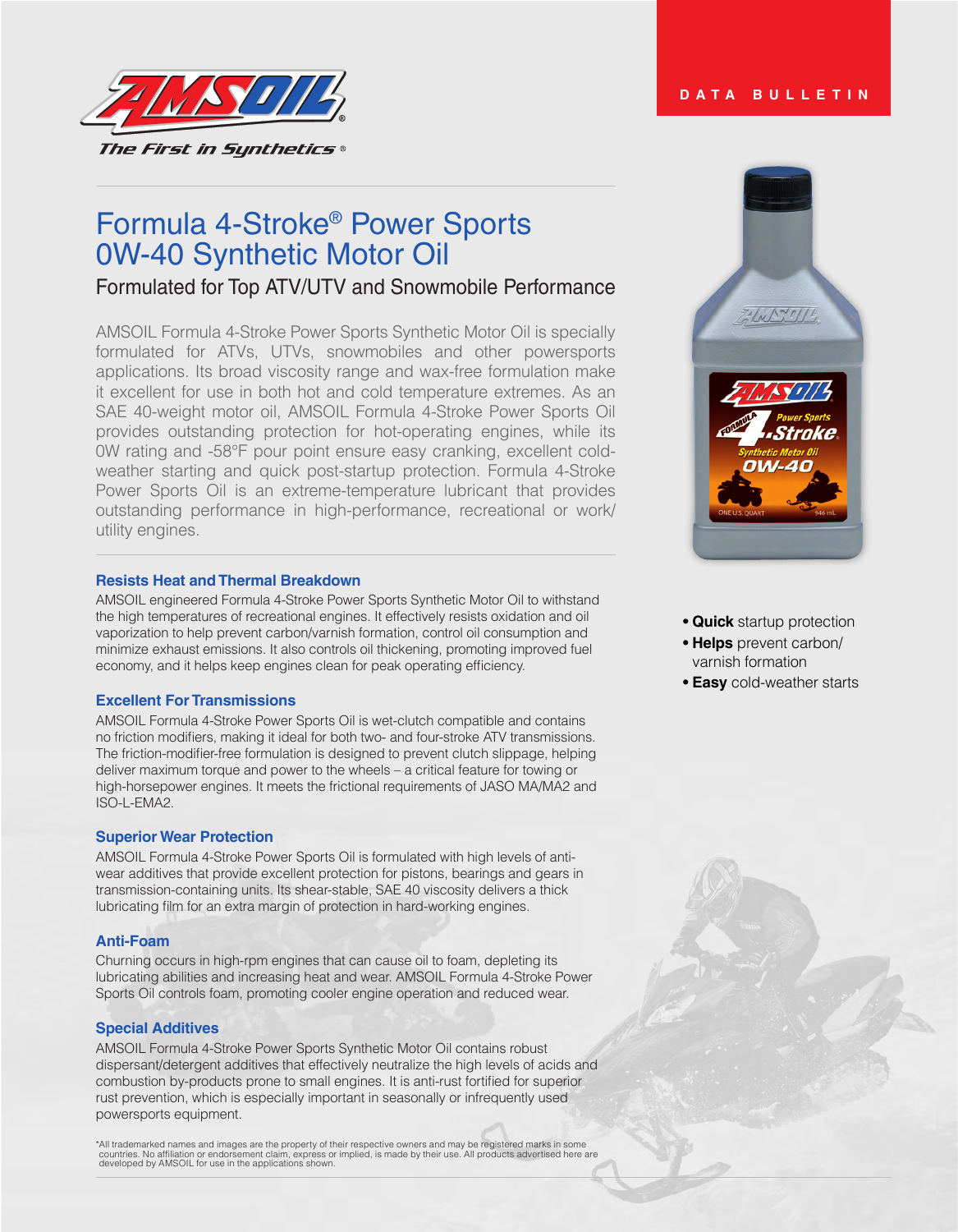AMSOIL

The First in Synthetics®

DATA BULLETIN

# Formula 4-Stroke® Power Sports 0W-40 Synthetic Motor Oil

## Formulated for Top ATV/UTV and Snowmobile Performance

AMSOIL Formula 4-Stroke Power Sports Synthetic Motor Oil is specially formulated for ATVs, UTVs, snowmobiles and other powersports applications. Its broad viscosity range and wax-free formulation make it excellent for use in both hot and cold temperature extremes. As an SAE 40-weight motor oil, AMSOIL Formula 4-Stroke Power Sports Oil provides outstanding protection for hot-operating engines, while its 0W rating and -58°F pour point ensure easy cranking, excellent cold-weather starting and quick post-startup protection. Formula 4-Stroke Power Sports Oil is an extreme-temperature lubricant that provides outstanding performance in high-performance, recreational or work/utility engines.

- **Quick** startup protection
- **Helps** prevent carbon/varnish formation
- **Easy** cold-weather starts

### Resists Heat and Thermal Breakdown

AMSOIL engineered Formula 4-Stroke Power Sports Synthetic Motor Oil to withstand the high temperatures of recreational engines. It effectively resists oxidation and oil vaporization to help prevent carbon/varnish formation, control oil consumption and minimize exhaust emissions. It also controls oil thickening, promoting improved fuel economy, and it helps keep engines clean for peak operating efficiency.

### Excellent For Transmissions

AMSOIL Formula 4-Stroke Power Sports Oil is wet-clutch compatible and contains no friction modifiers, making it ideal for both two- and four-stroke ATV transmissions. The friction-modifier-free formulation is designed to prevent clutch slippage, helping deliver maximum torque and power to the wheels – a critical feature for towing or high-horsepower engines. It meets the frictional requirements of JASO MA/MA2 and ISO-L-EMA2.

### Superior Wear Protection

AMSOIL Formula 4-Stroke Power Sports Oil is formulated with high levels of anti-wear additives that provide excellent protection for pistons, bearings and gears in transmission-containing units. Its shear-stable, SAE 40 viscosity delivers a thick lubricating film for an extra margin of protection in hard-working engines.

### Anti-Foam

Churning occurs in high-rpm engines that can cause oil to foam, depleting its lubricating abilities and increasing heat and wear. AMSOIL Formula 4-Stroke Power Sports Oil controls foam, promoting cooler engine operation and reduced wear.

### Special Additives

AMSOIL Formula 4-Stroke Power Sports Synthetic Motor Oil contains robust dispersant/detergent additives that effectively neutralize the high levels of acids and combustion by-products prone to small engines. It is anti-rust fortified for superior rust prevention, which is especially important in seasonally or infrequently used powersports equipment.

*All trademarked names and images are the property of their respective owners and may be registered marks in some countries. No affiliation or endorsement claim, express or implied, is made by their use. All products advertised here are developed by AMSOIL for use in the applications shown.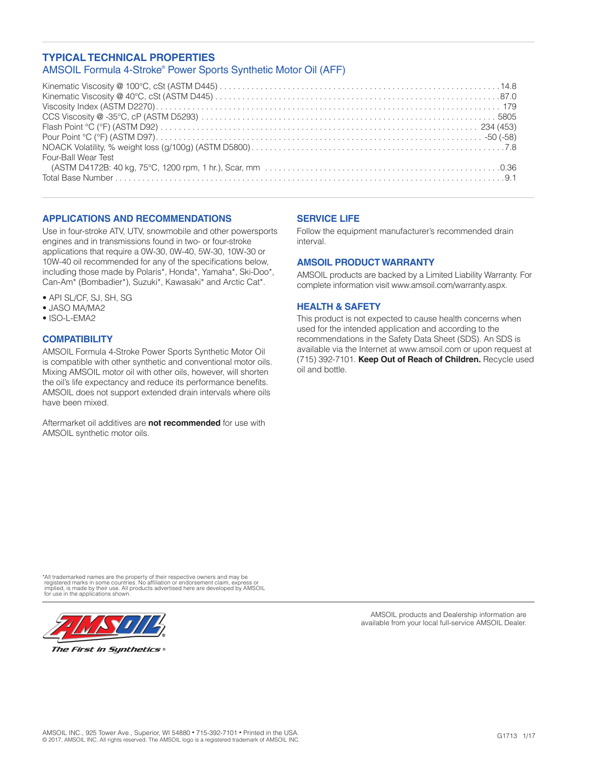## TYPICAL TECHNICAL PROPERTIES

### AMSOIL Formula 4-Stroke® Power Sports Synthetic Motor Oil (AFF)

| | |
|---|---|
| Kinematic Viscosity @ 100°C, cSt (ASTM D445) | 14.8 |
| Kinematic Viscosity @ 40°C, cSt (ASTM D445) | 87.0 |
| Viscosity Index (ASTM D2270) | 179 |
| CCS Viscosity @ -35°C, cP (ASTM D5293) | 5805 |
| Flash Point °C (°F) (ASTM D92) | 234 (453) |
| Pour Point °C (°F) (ASTM D97) | -50 (-58) |
| NOACK Volatility, % weight loss (g/100g) (ASTM D5800) | 7.8 |
| Four-Ball Wear Test (ASTM D4172B: 40 kg, 75°C, 1200 rpm, 1 hr.), Scar, mm | 0.36 |
| Total Base Number | 9.1 |

### APPLICATIONS AND RECOMMENDATIONS

Use in four-stroke ATV, UTV, snowmobile and other powersports engines and in transmissions found in two- or four-stroke applications that require a 0W-30, 0W-40, 5W-30, 10W-30 or 10W-40 oil recommended for any of the specifications below, including those made by Polaris*, Honda*, Yamaha*, Ski-Doo*, Can-Am* (Bombadier*), Suzuki*, Kawasaki* and Arctic Cat*.

- API SL/CF, SJ, SH, SG
- JASO MA/MA2
- ISO-L-EMA2

### COMPATIBILITY

AMSOIL Formula 4-Stroke Power Sports Synthetic Motor Oil is compatible with other synthetic and conventional motor oils. Mixing AMSOIL motor oil with other oils, however, will shorten the oil's life expectancy and reduce its performance benefits. AMSOIL does not support extended drain intervals where oils have been mixed.

Aftermarket oil additives are **not recommended** for use with AMSOIL synthetic motor oils.

### SERVICE LIFE

Follow the equipment manufacturer's recommended drain interval.

### AMSOIL PRODUCT WARRANTY

AMSOIL products are backed by a Limited Liability Warranty. For complete information visit www.amsoil.com/warranty.aspx.

### HEALTH & SAFETY

This product is not expected to cause health concerns when used for the intended application and according to the recommendations in the Safety Data Sheet (SDS). An SDS is available via the Internet at www.amsoil.com or upon request at (715) 392-7101. **Keep Out of Reach of Children.** Recycle used oil and bottle.

*All trademarked names are the property of their respective owners and may be registered marks in some countries. No affiliation or endorsement claim, express or implied, is made by their use. All products advertised here are developed by AMSOIL for use in the applications shown.

AMSOIL

*The First in Synthetics®*

AMSOIL products and Dealership information are available from your local full-service AMSOIL Dealer.

AMSOIL INC., 925 Tower Ave., Superior, WI 54880 • 715-392-7101 • Printed in the USA.
© 2017, AMSOIL INC. All rights reserved. The AMSOIL logo is a registered trademark of AMSOIL INC.

G1713 1/17